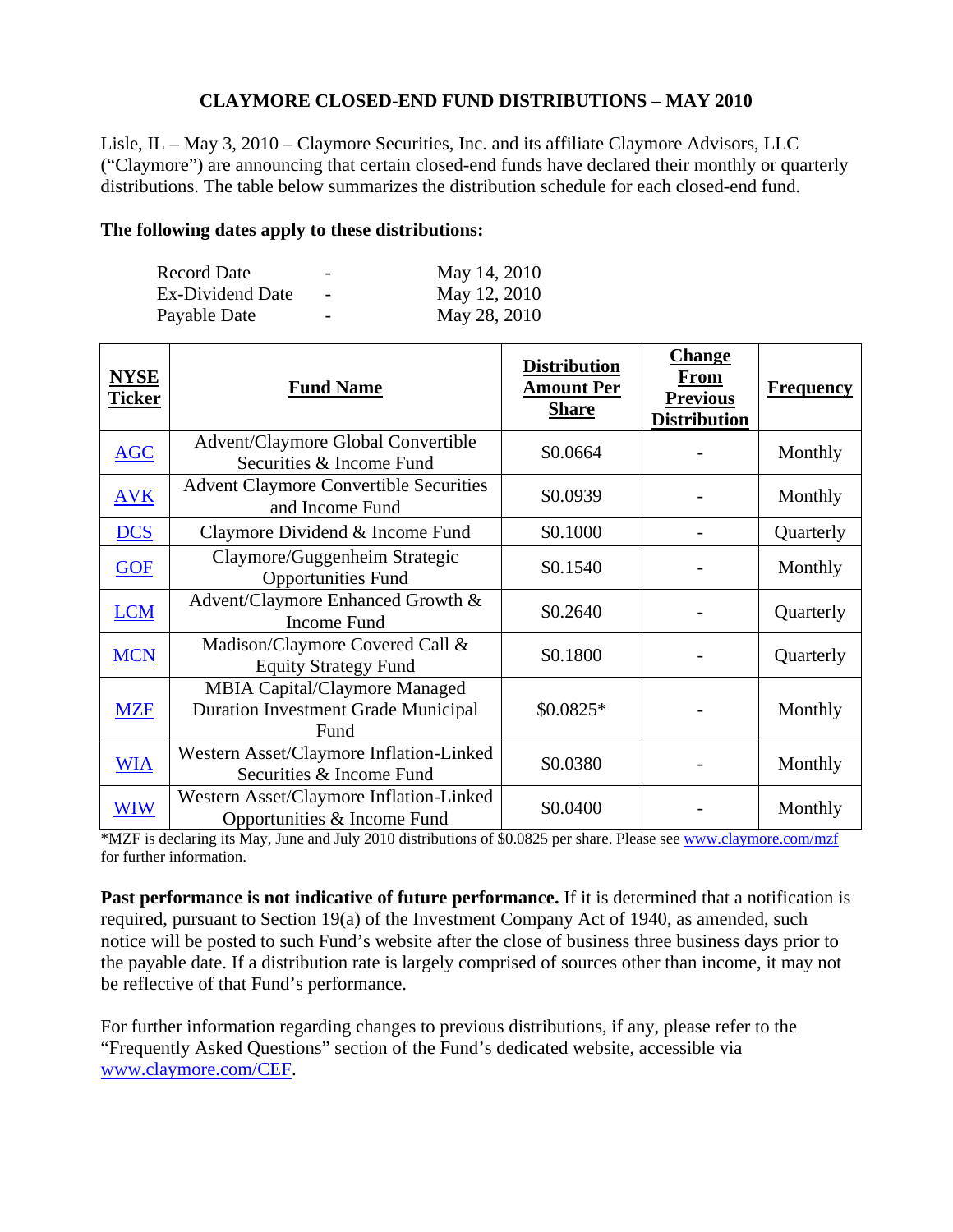# CLAYMORE CLOSED-END FUND DISTRIBUTIONS – MAY 2010

Lisle, IL – May 3, 2010 – Claymore Securities, Inc. and its affiliate Claymore Advisors, LLC ("Claymore") are announcing that certain closed-end funds have declared their monthly or quarterly distributions. The table below summarizes the distribution schedule for each closed-end fund.

**The following dates apply to these distributions:**

| | | |
|---|---|---|
| Record Date | - | May 14, 2010 |
| Ex-Dividend Date | - | May 12, 2010 |
| Payable Date | - | May 28, 2010 |

| NYSE Ticker | Fund Name | Distribution Amount Per Share | Change From Previous Distribution | Frequency |
|---|---|---|---|---|
| AGC | Advent/Claymore Global Convertible Securities & Income Fund | $0.0664 | - | Monthly |
| AVK | Advent Claymore Convertible Securities and Income Fund | $0.0939 | - | Monthly |
| DCS | Claymore Dividend & Income Fund | $0.1000 | - | Quarterly |
| GOF | Claymore/Guggenheim Strategic Opportunities Fund | $0.1540 | - | Monthly |
| LCM | Advent/Claymore Enhanced Growth & Income Fund | $0.2640 | - | Quarterly |
| MCN | Madison/Claymore Covered Call & Equity Strategy Fund | $0.1800 | - | Quarterly |
| MZF | MBIA Capital/Claymore Managed Duration Investment Grade Municipal Fund | $0.0825* | - | Monthly |
| WIA | Western Asset/Claymore Inflation-Linked Securities & Income Fund | $0.0380 | - | Monthly |
| WIW | Western Asset/Claymore Inflation-Linked Opportunities & Income Fund | $0.0400 | - | Monthly |

*MZF is declaring its May, June and July 2010 distributions of $0.0825 per share. Please see www.claymore.com/mzf for further information.

**Past performance is not indicative of future performance.** If it is determined that a notification is required, pursuant to Section 19(a) of the Investment Company Act of 1940, as amended, such notice will be posted to such Fund's website after the close of business three business days prior to the payable date. If a distribution rate is largely comprised of sources other than income, it may not be reflective of that Fund's performance.

For further information regarding changes to previous distributions, if any, please refer to the "Frequently Asked Questions" section of the Fund's dedicated website, accessible via www.claymore.com/CEF.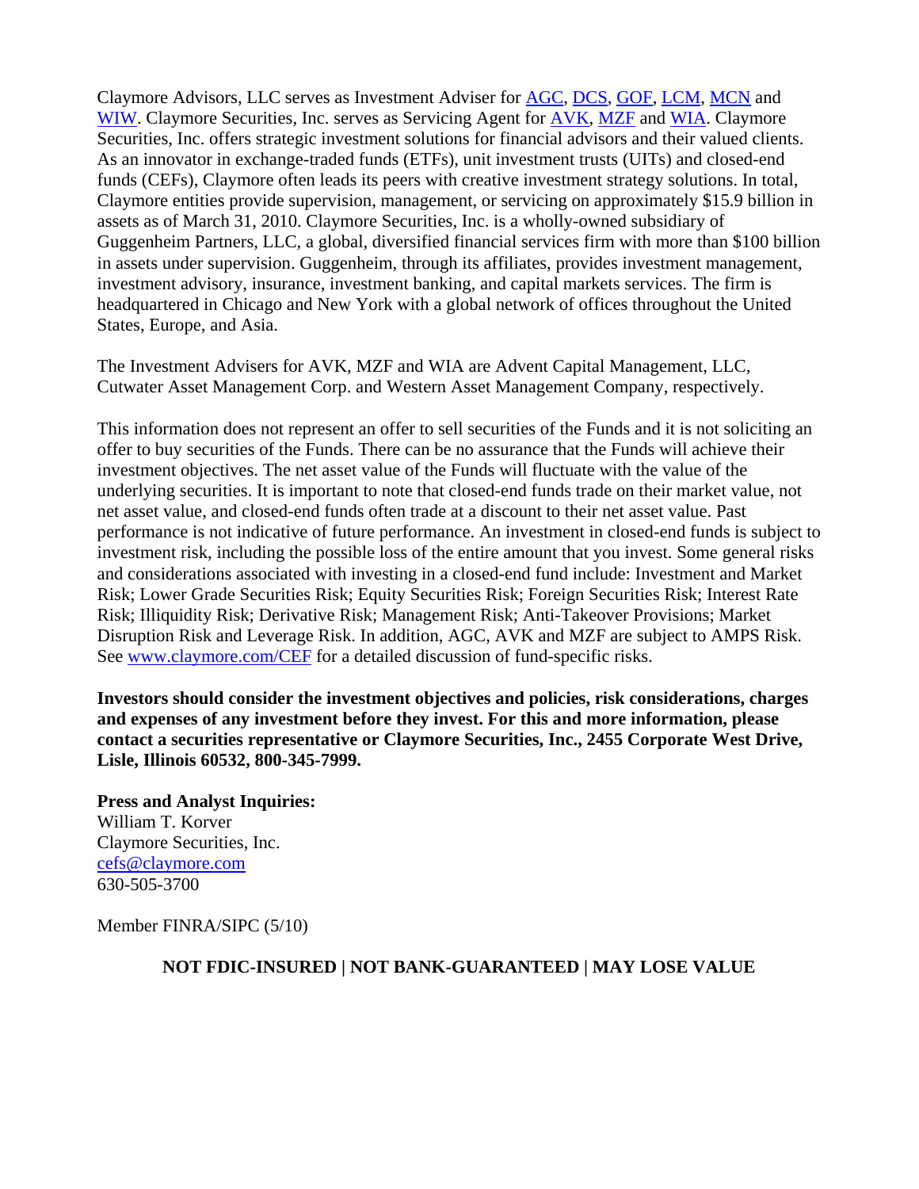Claymore Advisors, LLC serves as Investment Adviser for AGC, DCS, GOF, LCM, MCN and WIW. Claymore Securities, Inc. serves as Servicing Agent for AVK, MZF and WIA. Claymore Securities, Inc. offers strategic investment solutions for financial advisors and their valued clients. As an innovator in exchange-traded funds (ETFs), unit investment trusts (UITs) and closed-end funds (CEFs), Claymore often leads its peers with creative investment strategy solutions. In total, Claymore entities provide supervision, management, or servicing on approximately $15.9 billion in assets as of March 31, 2010. Claymore Securities, Inc. is a wholly-owned subsidiary of Guggenheim Partners, LLC, a global, diversified financial services firm with more than $100 billion in assets under supervision. Guggenheim, through its affiliates, provides investment management, investment advisory, insurance, investment banking, and capital markets services. The firm is headquartered in Chicago and New York with a global network of offices throughout the United States, Europe, and Asia.

The Investment Advisers for AVK, MZF and WIA are Advent Capital Management, LLC, Cutwater Asset Management Corp. and Western Asset Management Company, respectively.

This information does not represent an offer to sell securities of the Funds and it is not soliciting an offer to buy securities of the Funds. There can be no assurance that the Funds will achieve their investment objectives. The net asset value of the Funds will fluctuate with the value of the underlying securities. It is important to note that closed-end funds trade on their market value, not net asset value, and closed-end funds often trade at a discount to their net asset value. Past performance is not indicative of future performance. An investment in closed-end funds is subject to investment risk, including the possible loss of the entire amount that you invest. Some general risks and considerations associated with investing in a closed-end fund include: Investment and Market Risk; Lower Grade Securities Risk; Equity Securities Risk; Foreign Securities Risk; Interest Rate Risk; Illiquidity Risk; Derivative Risk; Management Risk; Anti-Takeover Provisions; Market Disruption Risk and Leverage Risk. In addition, AGC, AVK and MZF are subject to AMPS Risk. See www.claymore.com/CEF for a detailed discussion of fund-specific risks.

**Investors should consider the investment objectives and policies, risk considerations, charges and expenses of any investment before they invest. For this and more information, please contact a securities representative or Claymore Securities, Inc., 2455 Corporate West Drive, Lisle, Illinois 60532, 800-345-7999.**

**Press and Analyst Inquiries:**
William T. Korver
Claymore Securities, Inc.
cefs@claymore.com
630-505-3700

Member FINRA/SIPC (5/10)

**NOT FDIC-INSURED | NOT BANK-GUARANTEED | MAY LOSE VALUE**